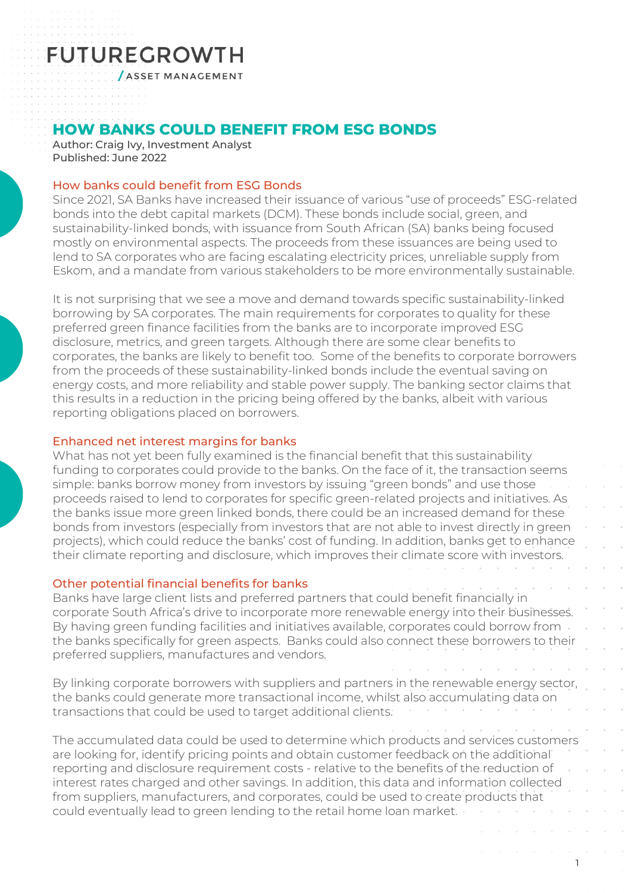FUTUREGROWTH
/ ASSET MANAGEMENT

# HOW BANKS COULD BENEFIT FROM ESG BONDS

Author: Craig Ivy, Investment Analyst
Published: June 2022

## How banks could benefit from ESG Bonds

Since 2021, SA Banks have increased their issuance of various "use of proceeds" ESG-related bonds into the debt capital markets (DCM). These bonds include social, green, and sustainability-linked bonds, with issuance from South African (SA) banks being focused mostly on environmental aspects. The proceeds from these issuances are being used to lend to SA corporates who are facing escalating electricity prices, unreliable supply from Eskom, and a mandate from various stakeholders to be more environmentally sustainable.

It is not surprising that we see a move and demand towards specific sustainability-linked borrowing by SA corporates. The main requirements for corporates to quality for these preferred green finance facilities from the banks are to incorporate improved ESG disclosure, metrics, and green targets. Although there are some clear benefits to corporates, the banks are likely to benefit too. Some of the benefits to corporate borrowers from the proceeds of these sustainability-linked bonds include the eventual saving on energy costs, and more reliability and stable power supply. The banking sector claims that this results in a reduction in the pricing being offered by the banks, albeit with various reporting obligations placed on borrowers.

## Enhanced net interest margins for banks

What has not yet been fully examined is the financial benefit that this sustainability funding to corporates could provide to the banks. On the face of it, the transaction seems simple: banks borrow money from investors by issuing "green bonds" and use those proceeds raised to lend to corporates for specific green-related projects and initiatives. As the banks issue more green linked bonds, there could be an increased demand for these bonds from investors (especially from investors that are not able to invest directly in green projects), which could reduce the banks' cost of funding. In addition, banks get to enhance their climate reporting and disclosure, which improves their climate score with investors.

## Other potential financial benefits for banks

Banks have large client lists and preferred partners that could benefit financially in corporate South Africa's drive to incorporate more renewable energy into their businesses. By having green funding facilities and initiatives available, corporates could borrow from the banks specifically for green aspects. Banks could also connect these borrowers to their preferred suppliers, manufactures and vendors.

By linking corporate borrowers with suppliers and partners in the renewable energy sector, the banks could generate more transactional income, whilst also accumulating data on transactions that could be used to target additional clients.

The accumulated data could be used to determine which products and services customers are looking for, identify pricing points and obtain customer feedback on the additional reporting and disclosure requirement costs - relative to the benefits of the reduction of interest rates charged and other savings. In addition, this data and information collected from suppliers, manufacturers, and corporates, could be used to create products that could eventually lead to green lending to the retail home loan market.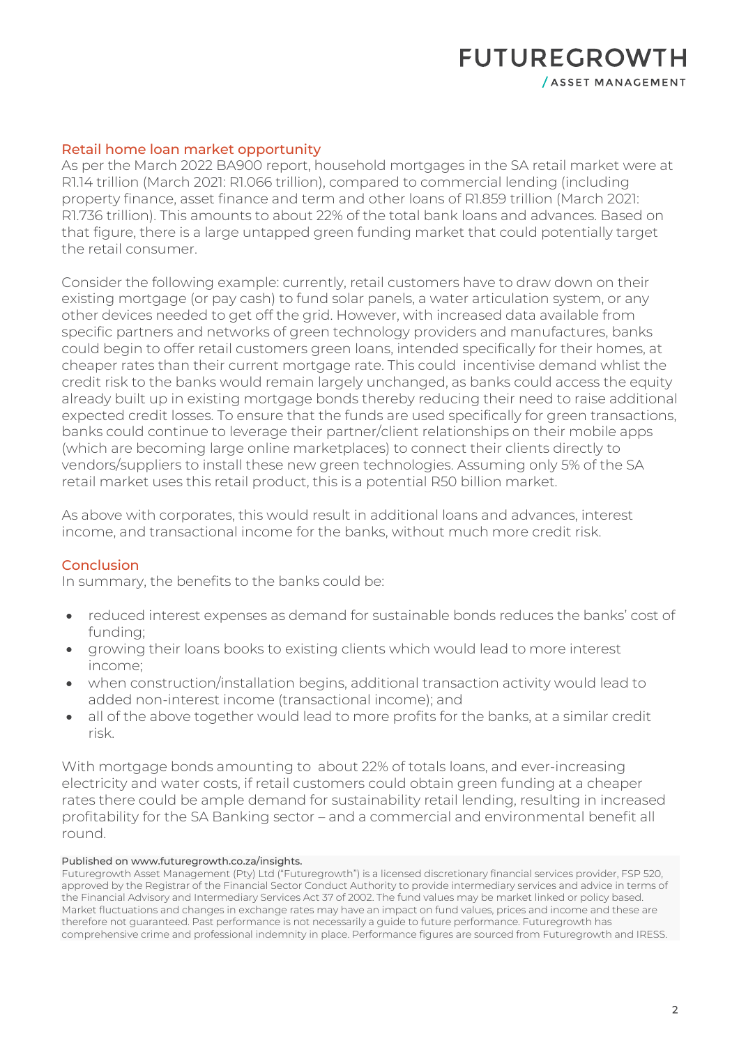## Retail home loan market opportunity

As per the March 2022 BA900 report, household mortgages in the SA retail market were at R1.14 trillion (March 2021: R1.066 trillion), compared to commercial lending (including property finance, asset finance and term and other loans of R1.859 trillion (March 2021: R1.736 trillion). This amounts to about 22% of the total bank loans and advances. Based on that figure, there is a large untapped green funding market that could potentially target the retail consumer.

Consider the following example: currently, retail customers have to draw down on their existing mortgage (or pay cash) to fund solar panels, a water articulation system, or any other devices needed to get off the grid. However, with increased data available from specific partners and networks of green technology providers and manufactures, banks could begin to offer retail customers green loans, intended specifically for their homes, at cheaper rates than their current mortgage rate. This could incentivise demand whlist the credit risk to the banks would remain largely unchanged, as banks could access the equity already built up in existing mortgage bonds thereby reducing their need to raise additional expected credit losses. To ensure that the funds are used specifically for green transactions, banks could continue to leverage their partner/client relationships on their mobile apps (which are becoming large online marketplaces) to connect their clients directly to vendors/suppliers to install these new green technologies. Assuming only 5% of the SA retail market uses this retail product, this is a potential R50 billion market.

As above with corporates, this would result in additional loans and advances, interest income, and transactional income for the banks, without much more credit risk.

## Conclusion

In summary, the benefits to the banks could be:

- reduced interest expenses as demand for sustainable bonds reduces the banks' cost of funding;
- growing their loans books to existing clients which would lead to more interest income;
- when construction/installation begins, additional transaction activity would lead to added non-interest income (transactional income); and
- all of the above together would lead to more profits for the banks, at a similar credit risk.

With mortgage bonds amounting to about 22% of totals loans, and ever-increasing electricity and water costs, if retail customers could obtain green funding at a cheaper rates there could be ample demand for sustainability retail lending, resulting in increased profitability for the SA Banking sector – and a commercial and environmental benefit all round.

**Published on www.futuregrowth.co.za/insights.**

Futuregrowth Asset Management (Pty) Ltd ("Futuregrowth") is a licensed discretionary financial services provider, FSP 520, approved by the Registrar of the Financial Sector Conduct Authority to provide intermediary services and advice in terms of the Financial Advisory and Intermediary Services Act 37 of 2002. The fund values may be market linked or policy based. Market fluctuations and changes in exchange rates may have an impact on fund values, prices and income and these are therefore not guaranteed. Past performance is not necessarily a guide to future performance. Futuregrowth has comprehensive crime and professional indemnity in place. Performance figures are sourced from Futuregrowth and IRESS.